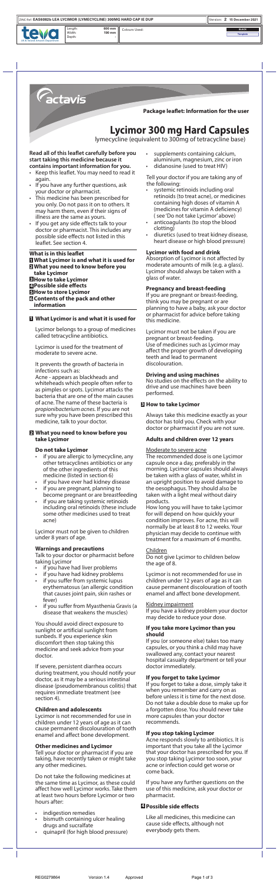# Package leaflet: Information for the user

# Lycimor 300 mg Hard Capsules

lymecycline (equivalent to 300mg of tetracycline base)

**Read all of this leaflet carefully before you start taking this medicine because it contains important information for you.**

- Keep this leaflet. You may need to read it again.
- If you have any further questions, ask your doctor or pharmacist.
- This medicine has been prescribed for you only. Do not pass it on to others. It may harm them, even if their signs of illness are the same as yours.
- If you get any side effects talk to your doctor or pharmacist. This includes any possible side effects not listed in this leaflet. See section 4.

**What is in this leaflet**

1. What Lycimor is and what it is used for
2. What you need to know before you take Lycimor
3. How to take Lycimor
4. Possible side effects
5. How to store Lycimor
6. Contents of the pack and other information

## 1 What Lycimor is and what it is used for

Lycimor belongs to a group of medicines called tetracycline antibiotics.

Lycimor is used for the treatment of moderate to severe acne.

It prevents the growth of bacteria in infections such as:

Acne - appears as blackheads and whiteheads which people often refer to as pimples or spots. Lycimor attacks the bacteria that are one of the main causes of acne. The name of these bacteria is *propionibacterium acnes*. If you are not sure why you have been prescribed this medicine, talk to your doctor.

## 2 What you need to know before you take Lycimor

### Do not take Lycimor

- if you are allergic to lymecycline, any other tetracyclines antibiotics or any of the other ingredients of this medicine (listed in section 6)
- if you have ever had kidney disease
- if you are pregnant, planning to become pregnant or are breastfeeding
- if you are taking systemic retinoids including oral retinoids (these include some other medicines used to treat acne)

Lycimor must not be given to children under 8 years of age.

### Warnings and precautions

Talk to your doctor or pharmacist before taking Lycimor

- if you have had liver problems
- if you have had kidney problems
- if you suffer from systemic lupus erythematosus (an allergic condition that causes joint pain, skin rashes or fever)
- if you suffer from Myasthenia Gravis (a disease that weakens the muscles)

You should avoid direct exposure to sunlight or artificial sunlight from sunbeds. If you experience skin discomfort then stop taking this medicine and seek advice from your doctor.

If severe, persistent diarrhea occurs during treatment, you should notify your doctor, as it may be a serious intestinal disease (pseudomembranous colitis) that requires immediate treatment (see section 4).

### Children and adolescents

Lycimor is not recommended for use in children under 12 years of age as it can cause permanent discolouration of tooth enamel and affect bone development.

### Other medicines and Lycimor

Tell your doctor or pharmacist if you are taking, have recently taken or might take any other medicines.

Do not take the following medicines at the same time as Lycimor, as these could affect how well Lycimor works. Take them at least two hours before Lycimor or two hours after:

- indigestion remedies
- bismuth containing ulcer healing drugs and sucralfate
- quinapril (for high blood pressure)
- supplements containing calcium, aluminium, magnesium, zinc or iron
- didanosine (used to treat HIV)

Tell your doctor if you are taking any of the following:

- systemic retinoids including oral retinoids (to treat acne), or medicines containing high doses of vitamin A (medicines for vitamin A deficiency) ( see 'Do not take Lycimor' above)
- anticoagulants (to stop the blood clotting)
- diuretics (used to treat kidney disease, heart disease or high blood pressure)

### Lycimor with food and drink

Absorption of Lycimor is not affected by moderate amounts of milk (e.g. a glass). Lycimor should always be taken with a glass of water.

### Pregnancy and breast-feeding

If you are pregnant or breast-feeding, think you may be pregnant or are planning to have a baby, ask your doctor or pharmacist for advice before taking this medicine.

Lycimor must not be taken if you are pregnant or breast-feeding.
Use of medicines such as Lycimor may affect the proper growth of developing teeth and lead to permanent discolouration.

### Driving and using machines

No studies on the effects on the ability to drive and use machines have been performed.

## 3 How to take Lycimor

Always take this medicine exactly as your doctor has told you. Check with your doctor or pharmacist if you are not sure.

### Adults and children over 12 years

Moderate to severe acne

The recommended dose is one Lycimor capsule once a day, preferably in the morning. Lycimor capsules should always be taken with a glass of water, whilst in an upright position to avoid damage to the oesophagus. They should also be taken with a light meal without dairy products.

How long you will have to take Lycimor for will depend on how quickly your condition improves. For acne, this will normally be at least 8 to 12 weeks. Your physician may decide to continue with treatment for a maximum of 6 months.

Children

Do not give Lycimor to children below the age of 8.

Lycimor is not recommended for use in children under 12 years of age as it can cause permanent discolouration of tooth enamel and affect bone development.

Kidney impairment

If you have a kidney problem your doctor may decide to reduce your dose.

### If you take more Lycimor than you should

If you (or someone else) takes too many capsules, or you think a child may have swallowed any, contact your nearest hospital casualty department or tell your doctor immediately.

### If you forget to take Lycimor

If you forget to take a dose, simply take it when you remember and carry on as before unless it is time for the next dose. Do not take a double dose to make up for a forgotten dose. You should never take more capsules than your doctor recommends.

### If you stop taking Lycimor

Acne responds slowly to antibiotics. It is important that you take all the Lycimor that your doctor has prescribed for you. If you stop taking Lycimor too soon, your acne or infection could get worse or come back.

If you have any further questions on the use of this medicine, ask your doctor or pharmacist.

## 4 Possible side effects

Like all medicines, this medicine can cause side effects, although not everybody gets them.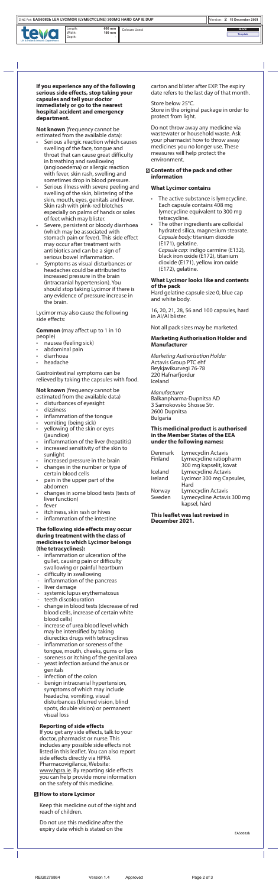**If you experience any of the following serious side effects, stop taking your capsules and tell your doctor immediately or go to the nearest hospital accident and emergency department.**

**Not known** (frequency cannot be estimated from the available data):

- Serious allergic reaction which causes swelling of the face, tongue and throat that can great difficulty in breathing and swallowing (angiooedema) or allergic reaction with fever, skin rash, swelling and sometimes drop in blood pressure.
- Serious illness with severe peeling and swelling of the skin, blistering of the skin, mouth, eyes, genitals and fever. Skin rash with pink-red blotches especially on palms of hands or soles of feet which may blister.
- Severe, persistent or bloody diarrhoea (which may be associated with stomach pain or fever). This side effect may occur after treatment with antibiotics and can be a sign of serious bowel inflammation.
- Symptoms as visual disturbances or headaches could be attributed to increased pressure in the brain (intracranial hypertension). You should stop taking Lycimor if there is any evidence of pressure increase in the brain.

Lycimor may also cause the following side effects:

**Common** (may affect up to 1 in 10 people)

- nausea (feeling sick)
- abdominal pain
- diarrhoea
- headache

Gastrointestinal symptoms can be relieved by taking the capsules with food.

**Not known** (frequency cannot be estimated from the available data)

- disturbances of eyesight
- dizziness
- inflammation of the tongue
- vomiting (being sick)
- yellowing of the skin or eyes (jaundice)
- inflammation of the liver (hepatitis)
- increased sensitivity of the skin to sunlight
- increased pressure in the brain
- changes in the number or type of certain blood cells
- pain in the upper part of the abdomen
- changes in some blood tests (tests of liver function)
- fever
- itchiness, skin rash or hives
- inflammation of the intestine

**The following side effects may occur during treatment with the class of medicines to which Lycimor belongs (the tetracyclines):**

- inflammation or ulceration of the gullet, causing pain or difficulty swallowing or painful heartburn
- difficulty in swallowing
- inflammation of the pancreas
- liver damage
- systemic lupus erythematosus
- teeth discolouration
- change in blood tests (decrease of red blood cells, increase of certain white blood cells)
- increase of urea blood level which may be intensified by taking diurectics drugs with tetracyclines
- inflammation or soreness of the tongue, mouth, cheeks, gums or lips
- soreness or itching of the genital area
- yeast infection around the anus or genitals
- infection of the colon
- benign intracranial hypertension, symptoms of which may include headache, vomiting, visual disturbances (blurred vision, blind spots, double vision) or permanent visual loss

**Reporting of side effects**

If you get any side effects, talk to your doctor, pharmacist or nurse. This includes any possible side effects not listed in this leaflet. You can also report side effects directly via HPRA Pharmacovigilance, Website: www.hpra.ie. By reporting side effects you can help provide more information on the safety of this medicine.

## 5 How to store Lycimor

Keep this medicine out of the sight and reach of children.

Do not use this medicine after the expiry date which is stated on the carton and blister after EXP. The expiry date refers to the last day of that month.

Store below 25°C.
Store in the original package in order to protect from light.

Do not throw away any medicine via wastewater or household waste. Ask your pharmacist how to throw away medicines you no longer use. These measures will help protect the environment.

## 6 Contents of the pack and other information

### What Lycimor contains

- The active substance is lymecycline. Each capsule contains 408 mg lymecycline equivalent to 300 mg tetracycline.
- The other ingredients are colloidal hydrated silica, magnesium stearate. *Capsule body:* titanium dioxide (E171), gelatine. *Capsule cap:* indigo carmine (E132), black iron oxide (E172), titanium dioxide (E171), yellow iron oxide (E172), gelatine.

### What Lycimor looks like and contents of the pack

Hard gelatine capsule size 0, blue cap and white body.

16, 20, 21, 28, 56 and 100 capsules, hard in Al/Al blister.

Not all pack sizes may be marketed.

### Marketing Authorisation Holder and Manufacturer

*Marketing Authorisation Holder*
Actavis Group PTC ehf
Reykjavikurvegi 76-78
220 Hafnarfjordur
Iceland

*Manufacturer*
Balkanpharma-Dupnitsa AD
3 Samokovsko Shosse Str.
2600 Dupnitsa
Bulgaria

### This medicinal product is authorised in the Member States of the EEA under the following names:

| | |
|---|---|
| Denmark | Lymecyclin Actavis |
| Finland | Lymecycline ratiopharm 300 mg kapselit, kovat |
| Iceland | Lymecycline Actavis |
| Ireland | Lycimor 300 mg Capsules, Hard |
| Norway | Lymecyclin Actavis |
| Sweden | Lymecycline Actavis 300 mg kapsel, hård |

**This leaflet was last revised in December 2021.**